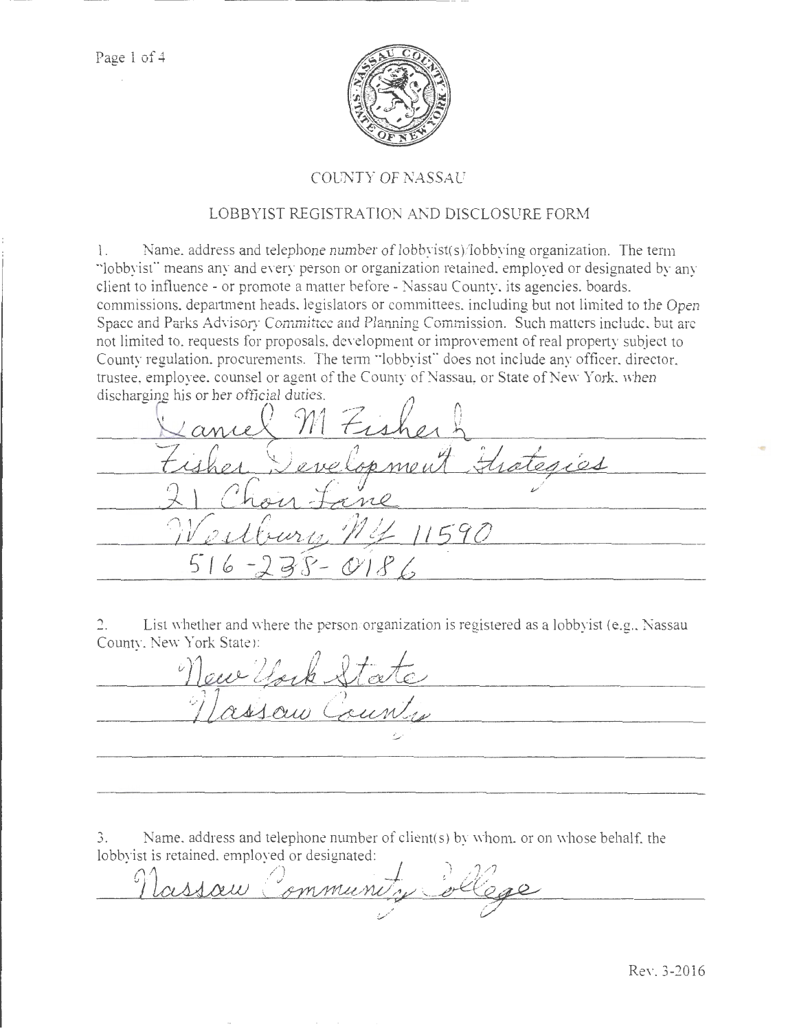# COUNTY OF NASSAU

## LOBBYIST REGISTRATION AND DISCLOSURE FORM

1. Name, address and telephone number of lobbyist(s)/lobbying organization. The term "lobbyist" means any and every person or organization retained, employed or designated by any client to influence - or promote a matter before - Nassau County, its agencies, boards, commissions, department heads, legislators or committees, including but not limited to the Open Space and Parks Advisory Committee and Planning Commission. Such matters include, but are not limited to, requests for proposals, development or improvement of real property subject to County regulation, procurements. The term "lobbyist" does not include any officer, director, trustee, employee, counsel or agent of the County of Nassau, or State of New York, when discharging his or her official duties.

Daniel M Fisher
Fisher Development Strategies
21 Chour Lane
Westbury NY 11590
516-238-0186

2. List whether and where the person/organization is registered as a lobbyist (e.g., Nassau County, New York State):

New York State
Nassau County

3. Name, address and telephone number of client(s) by whom, or on whose behalf, the lobbyist is retained, employed or designated:

Nassau Community College

Rev. 3-2016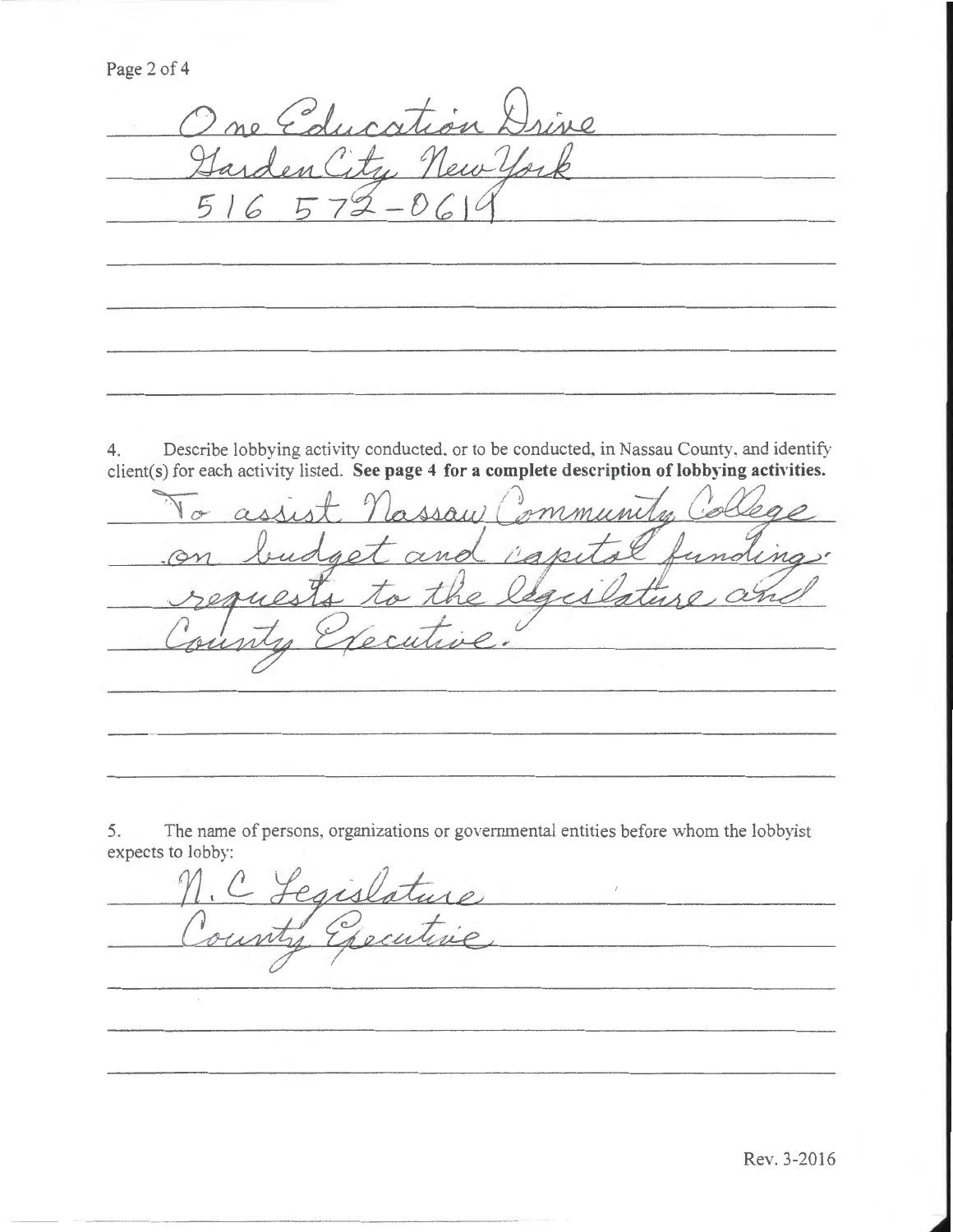One Education Drive
Garden City New York
516 572-0619

4. Describe lobbying activity conducted, or to be conducted, in Nassau County, and identify client(s) for each activity listed. **See page 4 for a complete description of lobbying activities.**

To assist Nassau Community College on budget and capital funding requests to the legislature and County Executive.

5. The name of persons, organizations or governmental entities before whom the lobbyist expects to lobby:

N.C Legislature
County Executive

Rev. 3-2016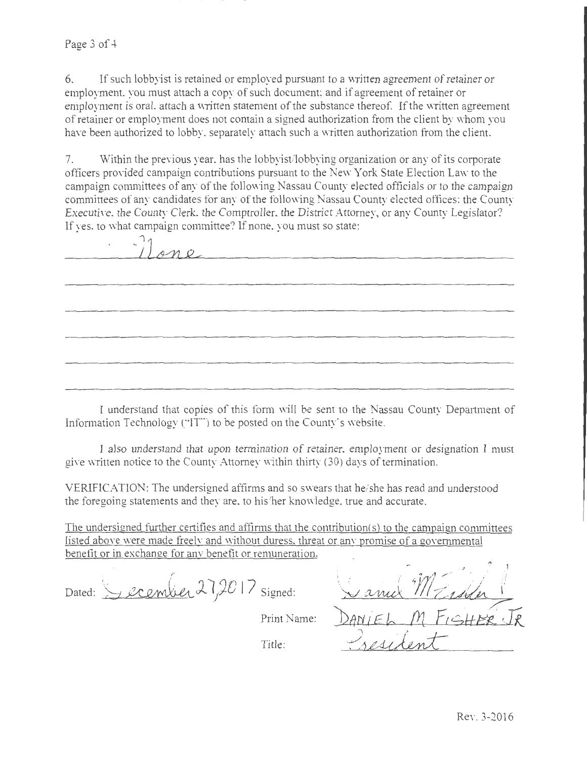6. If such lobbyist is retained or employed pursuant to a written agreement of retainer or employment, you must attach a copy of such document; and if agreement of retainer or employment is oral, attach a written statement of the substance thereof. If the written agreement of retainer or employment does not contain a signed authorization from the client by whom you have been authorized to lobby, separately attach such a written authorization from the client.

7. Within the previous year, has the lobbyist/lobbying organization or any of its corporate officers provided campaign contributions pursuant to the New York State Election Law to the campaign committees of any of the following Nassau County elected officials or to the campaign committees of any candidates for any of the following Nassau County elected offices: the County Executive, the County Clerk, the Comptroller, the District Attorney, or any County Legislator? If yes, to what campaign committee? If none, you must so state:

None

I understand that copies of this form will be sent to the Nassau County Department of Information Technology ("IT") to be posted on the County's website.

I also understand that upon termination of retainer, employment or designation I must give written notice to the County Attorney within thirty (30) days of termination.

VERIFICATION: The undersigned affirms and so swears that he/she has read and understood the foregoing statements and they are, to his/her knowledge, true and accurate.

The undersigned further certifies and affirms that the contribution(s) to the campaign committees listed above were made freely and without duress, threat or any promise of a governmental benefit or in exchange for any benefit or remuneration.

Dated: December 27, 2017 Signed: Daniel M Fisher

Print Name: DANIEL M FISHER JR

Title: President

Rev. 3-2016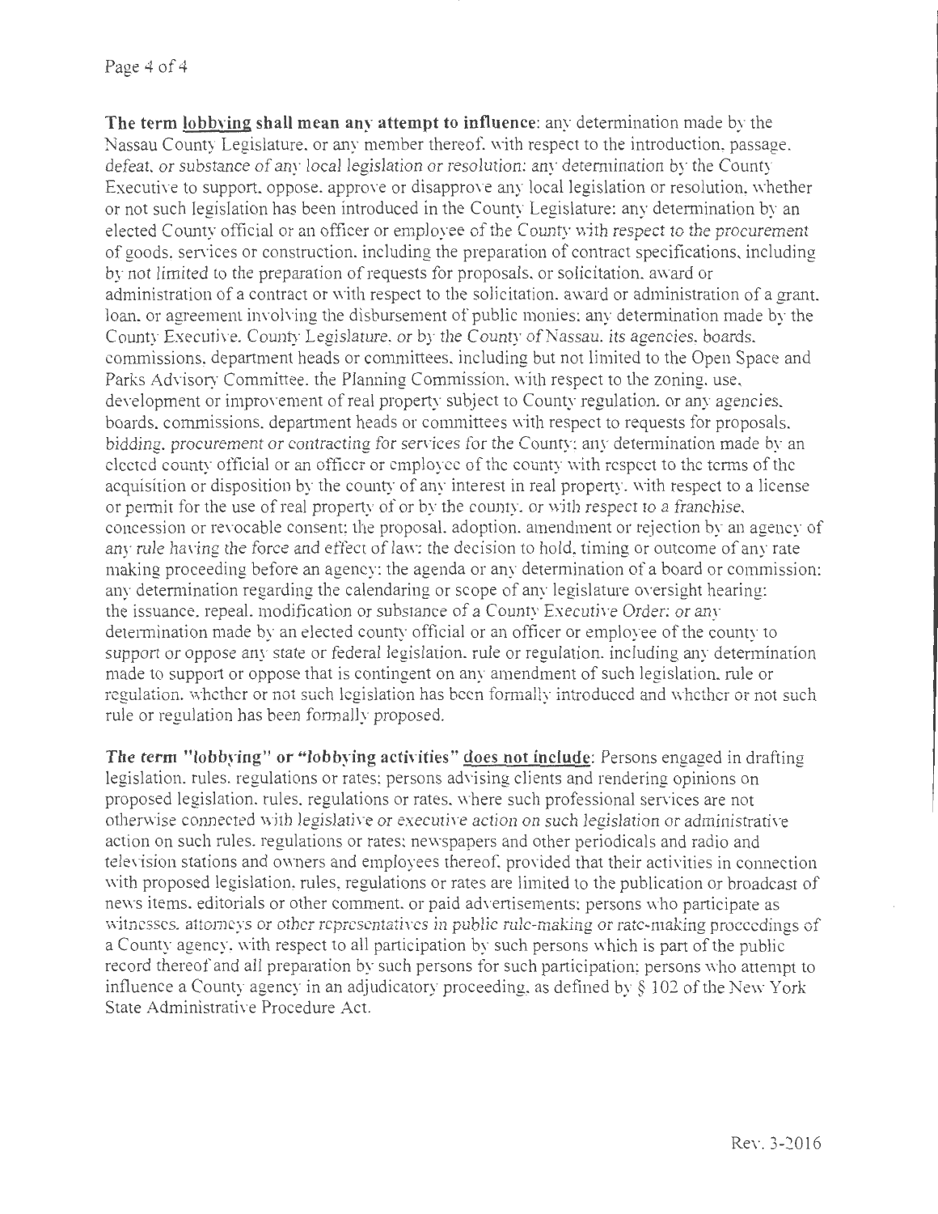**The term <u>lobbying</u> shall mean any attempt to influence**: any determination made by the Nassau County Legislature, or any member thereof, with respect to the introduction, passage, defeat, or substance of any local legislation or resolution; any determination by the County Executive to support, oppose, approve or disapprove any local legislation or resolution, whether or not such legislation has been introduced in the County Legislature; any determination by an elected County official or an officer or employee of the County with respect to the procurement of goods, services or construction, including the preparation of contract specifications, including by not limited to the preparation of requests for proposals, or solicitation, award or administration of a contract or with respect to the solicitation, award or administration of a grant, loan, or agreement involving the disbursement of public monies; any determination made by the County Executive, County Legislature, or by the County of Nassau, its agencies, boards, commissions, department heads or committees, including but not limited to the Open Space and Parks Advisory Committee, the Planning Commission, with respect to the zoning, use, development or improvement of real property subject to County regulation, or any agencies, boards, commissions, department heads or committees with respect to requests for proposals, bidding, procurement or contracting for services for the County; any determination made by an elected county official or an officer or employee of the county with respect to the terms of the acquisition or disposition by the county of any interest in real property, with respect to a license or permit for the use of real property of or by the county, or with respect to a franchise, concession or revocable consent; the proposal, adoption, amendment or rejection by an agency of any rule having the force and effect of law; the decision to hold, timing or outcome of any rate making proceeding before an agency; the agenda or any determination of a board or commission; any determination regarding the calendaring or scope of any legislature oversight hearing; the issuance, repeal, modification or substance of a County Executive Order; or any determination made by an elected county official or an officer or employee of the county to support or oppose any state or federal legislation, rule or regulation, including any determination made to support or oppose that is contingent on any amendment of such legislation, rule or regulation, whether or not such legislation has been formally introduced and whether or not such rule or regulation has been formally proposed.

**The term "lobbying" or "lobbying activities" <u>does not include</u>**: Persons engaged in drafting legislation, rules, regulations or rates; persons advising clients and rendering opinions on proposed legislation, rules, regulations or rates, where such professional services are not otherwise connected with legislative or executive action on such legislation or administrative action on such rules, regulations or rates; newspapers and other periodicals and radio and television stations and owners and employees thereof, provided that their activities in connection with proposed legislation, rules, regulations or rates are limited to the publication or broadcast of news items, editorials or other comment, or paid advertisements; persons who participate as witnesses, attorneys or other representatives in public rule-making or rate-making proceedings of a County agency, with respect to all participation by such persons which is part of the public record thereof and all preparation by such persons for such participation; persons who attempt to influence a County agency in an adjudicatory proceeding, as defined by § 102 of the New York State Administrative Procedure Act.

Rev. 3-2016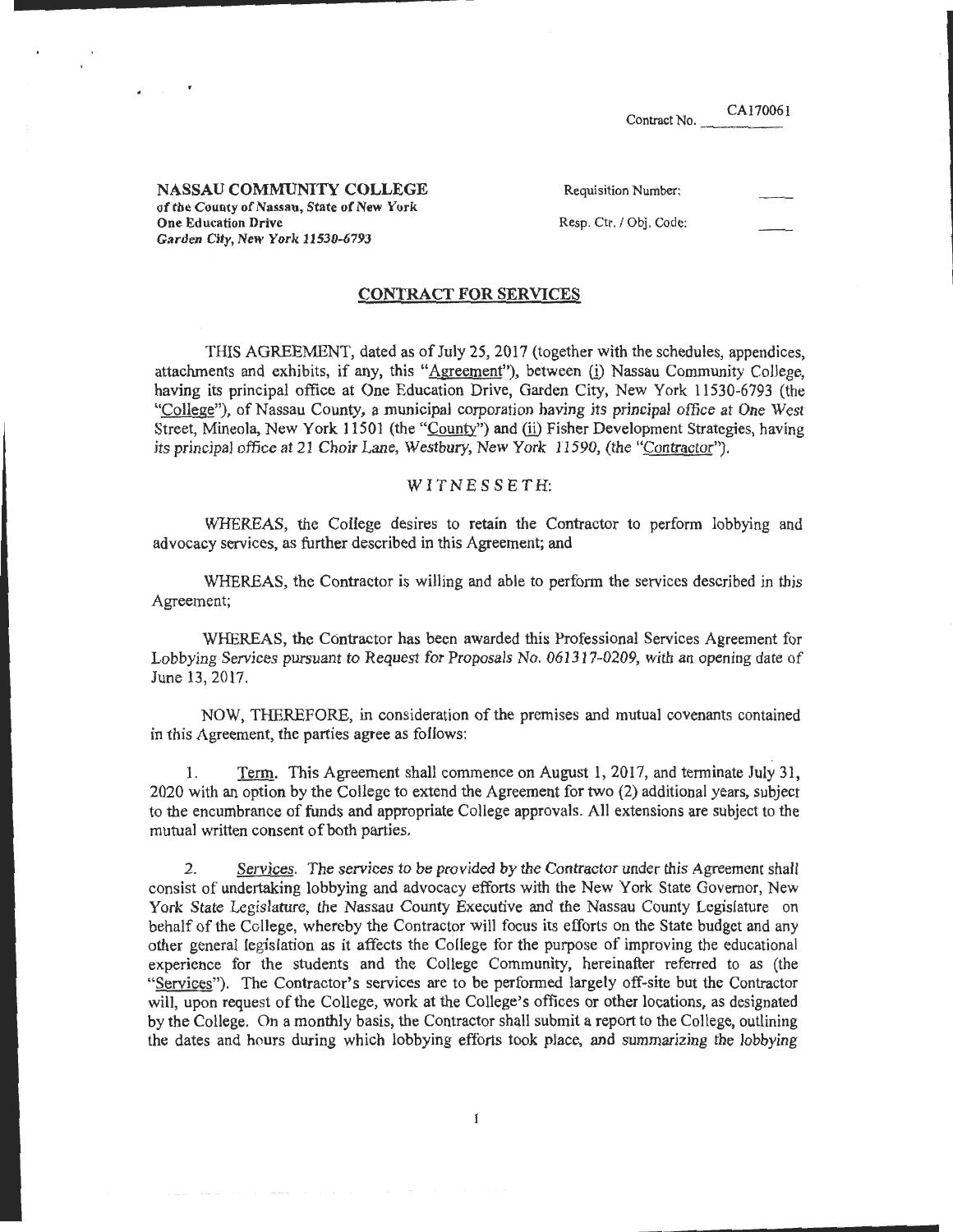Contract No. CA170061

**NASSAU COMMUNITY COLLEGE**
*of the County of Nassau, State of New York*
*One Education Drive*
*Garden City, New York 11530-6793*

Requisition Number: \_\_\_\_

Resp. Ctr. / Obj. Code: \_\_\_\_

## CONTRACT FOR SERVICES

THIS AGREEMENT, dated as of July 25, 2017 (together with the schedules, appendices, attachments and exhibits, if any, this "Agreement"), between (i) Nassau Community College, having its principal office at One Education Drive, Garden City, New York 11530-6793 (the "College"), of Nassau County, a municipal corporation having its principal office at One West Street, Mineola, New York 11501 (the "County") and (ii) Fisher Development Strategies, having its principal office at 21 Choir Lane, Westbury, New York 11590, (the "Contractor").

WITNESSETH:

WHEREAS, the College desires to retain the Contractor to perform lobbying and advocacy services, as further described in this Agreement; and

WHEREAS, the Contractor is willing and able to perform the services described in this Agreement;

WHEREAS, the Contractor has been awarded this Professional Services Agreement for Lobbying Services pursuant to Request for Proposals No. 061317-0209, with an opening date of June 13, 2017.

NOW, THEREFORE, in consideration of the premises and mutual covenants contained in this Agreement, the parties agree as follows:

1. Term. This Agreement shall commence on August 1, 2017, and terminate July 31, 2020 with an option by the College to extend the Agreement for two (2) additional years, subject to the encumbrance of funds and appropriate College approvals. All extensions are subject to the mutual written consent of both parties.

2. *Services.* The services to be provided by the Contractor under this Agreement shall consist of undertaking lobbying and advocacy efforts with the New York State Governor, New York State Legislature, the Nassau County Executive and the Nassau County Legislature on behalf of the College, whereby the Contractor will focus its efforts on the State budget and any other general legislation as it affects the College for the purpose of improving the educational experience for the students and the College Community, hereinafter referred to as (the "Services"). The Contractor's services are to be performed largely off-site but the Contractor will, upon request of the College, work at the College's offices or other locations, as designated by the College. On a monthly basis, the Contractor shall submit a report to the College, outlining the dates and hours during which lobbying efforts took place, and summarizing the lobbying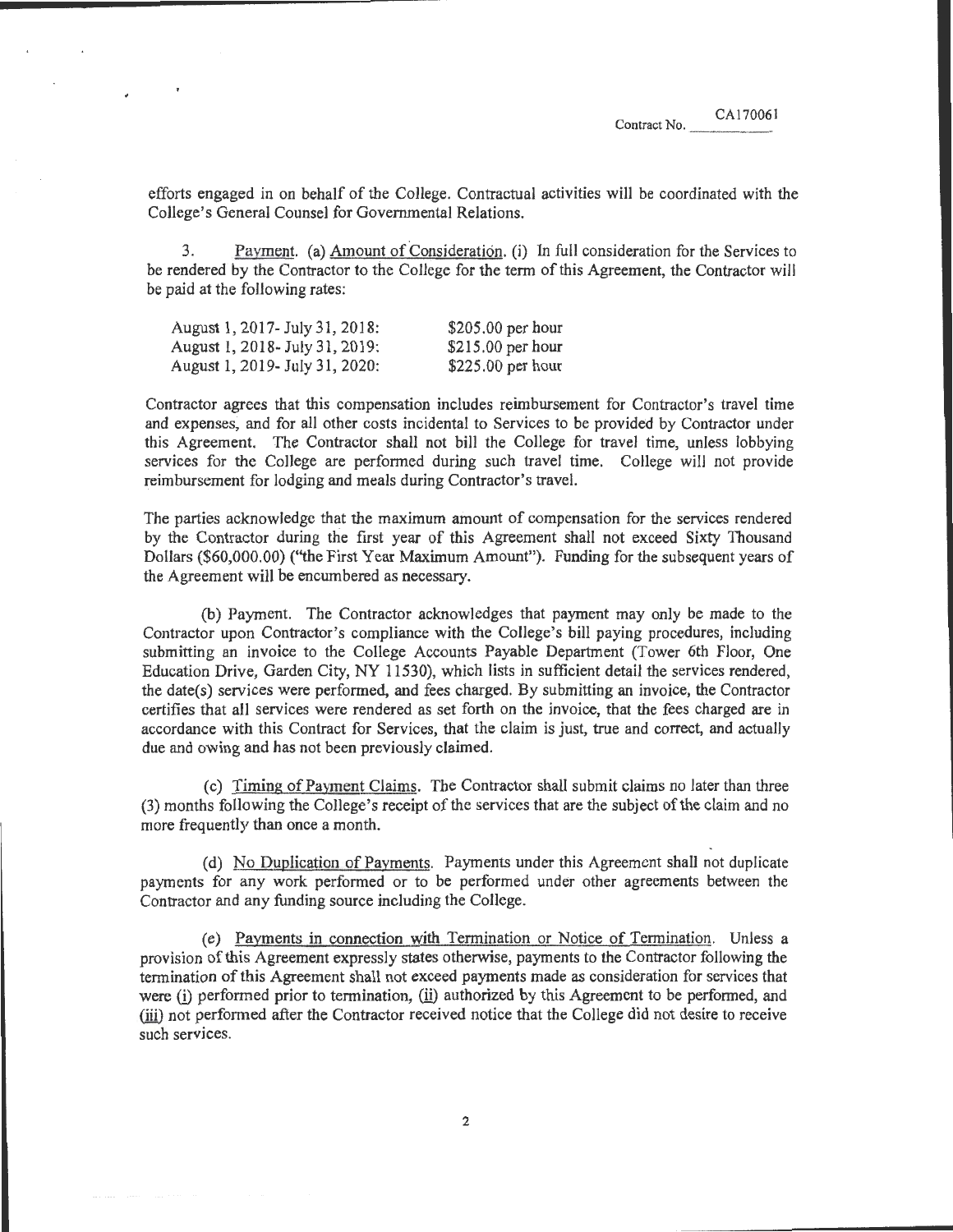Contract No. CA170061

efforts engaged in on behalf of the College. Contractual activities will be coordinated with the College's General Counsel for Governmental Relations.

3. Payment. (a) Amount of Consideration. (i) In full consideration for the Services to be rendered by the Contractor to the College for the term of this Agreement, the Contractor will be paid at the following rates:

| | |
|---|---|
| August 1, 2017- July 31, 2018: | $205.00 per hour |
| August 1, 2018- July 31, 2019: | $215.00 per hour |
| August 1, 2019- July 31, 2020: | $225.00 per hour |

Contractor agrees that this compensation includes reimbursement for Contractor's travel time and expenses, and for all other costs incidental to Services to be provided by Contractor under this Agreement. The Contractor shall not bill the College for travel time, unless lobbying services for the College are performed during such travel time. College will not provide reimbursement for lodging and meals during Contractor's travel.

The parties acknowledge that the maximum amount of compensation for the services rendered by the Contractor during the first year of this Agreement shall not exceed Sixty Thousand Dollars ($60,000.00) ("the First Year Maximum Amount"). Funding for the subsequent years of the Agreement will be encumbered as necessary.

(b) Payment. The Contractor acknowledges that payment may only be made to the Contractor upon Contractor's compliance with the College's bill paying procedures, including submitting an invoice to the College Accounts Payable Department (Tower 6th Floor, One Education Drive, Garden City, NY 11530), which lists in sufficient detail the services rendered, the date(s) services were performed, and fees charged. By submitting an invoice, the Contractor certifies that all services were rendered as set forth on the invoice, that the fees charged are in accordance with this Contract for Services, that the claim is just, true and correct, and actually due and owing and has not been previously claimed.

(c) Timing of Payment Claims. The Contractor shall submit claims no later than three (3) months following the College's receipt of the services that are the subject of the claim and no more frequently than once a month.

(d) No Duplication of Payments. Payments under this Agreement shall not duplicate payments for any work performed or to be performed under other agreements between the Contractor and any funding source including the College.

(e) Payments in connection with Termination or Notice of Termination. Unless a provision of this Agreement expressly states otherwise, payments to the Contractor following the termination of this Agreement shall not exceed payments made as consideration for services that were (i) performed prior to termination, (ii) authorized by this Agreement to be performed, and (iii) not performed after the Contractor received notice that the College did not desire to receive such services.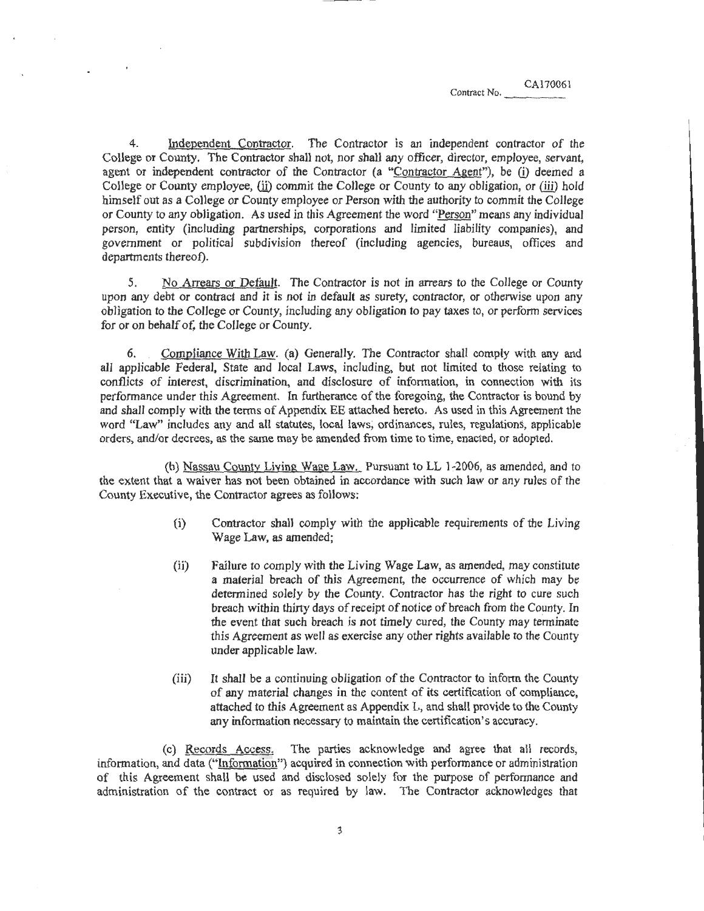Contract No. CA170061

4. Independent Contractor. The Contractor is an independent contractor of the College or County. The Contractor shall not, nor shall any officer, director, employee, servant, agent or independent contractor of the Contractor (a "Contractor Agent"), be (i) deemed a College or County employee, (ii) commit the College or County to any obligation, or (iii) hold himself out as a College or County employee or Person with the authority to commit the College or County to any obligation. As used in this Agreement the word "Person" means any individual person, entity (including partnerships, corporations and limited liability companies), and government or political subdivision thereof (including agencies, bureaus, offices and departments thereof).

5. No Arrears or Default. The Contractor is not in arrears to the College or County upon any debt or contract and it is not in default as surety, contractor, or otherwise upon any obligation to the College or County, including any obligation to pay taxes to, or perform services for or on behalf of, the College or County.

6. Compliance With Law. (a) Generally. The Contractor shall comply with any and all applicable Federal, State and local Laws, including, but not limited to those relating to conflicts of interest, discrimination, and disclosure of information, in connection with its performance under this Agreement. In furtherance of the foregoing, the Contractor is bound by and shall comply with the terms of Appendix EE attached hereto. As used in this Agreement the word "Law" includes any and all statutes, local laws, ordinances, rules, regulations, applicable orders, and/or decrees, as the same may be amended from time to time, enacted, or adopted.

(b) Nassau County Living Wage Law. Pursuant to LL 1-2006, as amended, and to the extent that a waiver has not been obtained in accordance with such law or any rules of the County Executive, the Contractor agrees as follows:

(i) Contractor shall comply with the applicable requirements of the Living Wage Law, as amended;

(ii) Failure to comply with the Living Wage Law, as amended, may constitute a material breach of this Agreement, the occurrence of which may be determined solely by the County. Contractor has the right to cure such breach within thirty days of receipt of notice of breach from the County. In the event that such breach is not timely cured, the County may terminate this Agreement as well as exercise any other rights available to the County under applicable law.

(iii) It shall be a continuing obligation of the Contractor to inform the County of any material changes in the content of its certification of compliance, attached to this Agreement as Appendix L, and shall provide to the County any information necessary to maintain the certification's accuracy.

(c) Records Access. The parties acknowledge and agree that all records, information, and data ("Information") acquired in connection with performance or administration of this Agreement shall be used and disclosed solely for the purpose of performance and administration of the contract or as required by law. The Contractor acknowledges that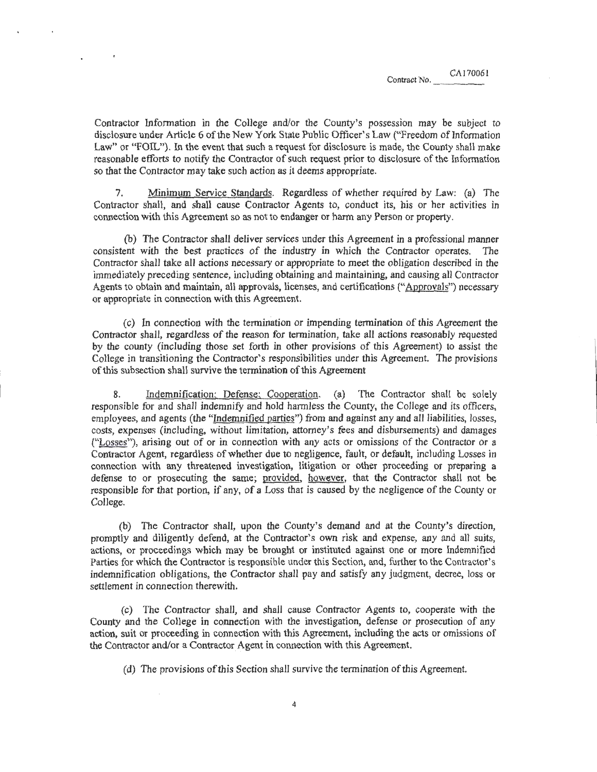Contractor Information in the College and/or the County's possession may be subject to disclosure under Article 6 of the New York State Public Officer's Law ("Freedom of Information Law" or "FOIL"). In the event that such a request for disclosure is made, the County shall make reasonable efforts to notify the Contractor of such request prior to disclosure of the Information so that the Contractor may take such action as it deems appropriate.

7. Minimum Service Standards. Regardless of whether required by Law: (a) The Contractor shall, and shall cause Contractor Agents to, conduct its, his or her activities in connection with this Agreement so as not to endanger or harm any Person or property.

(b) The Contractor shall deliver services under this Agreement in a professional manner consistent with the best practices of the industry in which the Contractor operates. The Contractor shall take all actions necessary or appropriate to meet the obligation described in the immediately preceding sentence, including obtaining and maintaining, and causing all Contractor Agents to obtain and maintain, all approvals, licenses, and certifications ("Approvals") necessary or appropriate in connection with this Agreement.

(c) In connection with the termination or impending termination of this Agreement the Contractor shall, regardless of the reason for termination, take all actions reasonably requested by the county (including those set forth in other provisions of this Agreement) to assist the College in transitioning the Contractor's responsibilities under this Agreement. The provisions of this subsection shall survive the termination of this Agreement

8. Indemnification; Defense; Cooperation. (a) The Contractor shall be solely responsible for and shall indemnify and hold harmless the County, the College and its officers, employees, and agents (the "Indemnified parties") from and against any and all liabilities, losses, costs, expenses (including, without limitation, attorney's fees and disbursements) and damages ("Losses"), arising out of or in connection with any acts or omissions of the Contractor or a Contractor Agent, regardless of whether due to negligence, fault, or default, including Losses in connection with any threatened investigation, litigation or other proceeding or preparing a defense to or prosecuting the same; provided, however, that the Contractor shall not be responsible for that portion, if any, of a Loss that is caused by the negligence of the County or College.

(b) The Contractor shall, upon the County's demand and at the County's direction, promptly and diligently defend, at the Contractor's own risk and expense, any and all suits, actions, or proceedings which may be brought or instituted against one or more Indemnified Parties for which the Contractor is responsible under this Section, and, further to the Contractor's indemnification obligations, the Contractor shall pay and satisfy any judgment, decree, loss or settlement in connection therewith.

(c) The Contractor shall, and shall cause Contractor Agents to, cooperate with the County and the College in connection with the investigation, defense or prosecution of any action, suit or proceeding in connection with this Agreement, including the acts or omissions of the Contractor and/or a Contractor Agent in connection with this Agreement.

(d) The provisions of this Section shall survive the termination of this Agreement.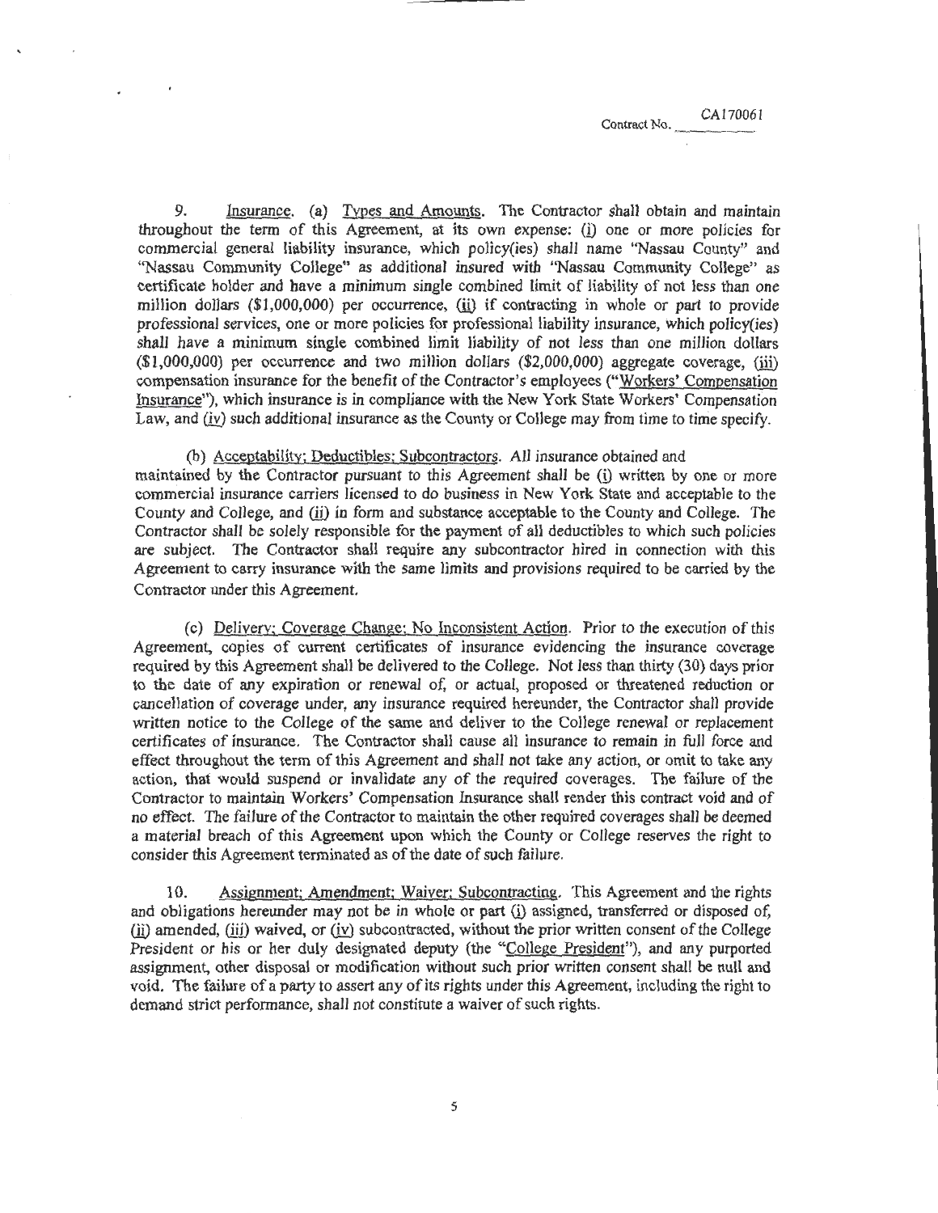Contract No. CA170061

9. Insurance. (a) Types and Amounts. The Contractor shall obtain and maintain throughout the term of this Agreement, at its own expense: (i) one or more policies for commercial general liability insurance, which policy(ies) shall name "Nassau County" and "Nassau Community College" as additional insured with "Nassau Community College" as certificate holder and have a minimum single combined limit of liability of not less than one million dollars ($1,000,000) per occurrence, (ii) if contracting in whole or part to provide professional services, one or more policies for professional liability insurance, which policy(ies) shall have a minimum single combined limit liability of not less than one million dollars ($1,000,000) per occurrence and two million dollars ($2,000,000) aggregate coverage, (iii) compensation insurance for the benefit of the Contractor's employees ("Workers' Compensation Insurance"), which insurance is in compliance with the New York State Workers' Compensation Law, and (iv) such additional insurance as the County or College may from time to time specify.

(b) Acceptability; Deductibles; Subcontractors. All insurance obtained and maintained by the Contractor pursuant to this Agreement shall be (i) written by one or more commercial insurance carriers licensed to do business in New York State and acceptable to the County and College, and (ii) in form and substance acceptable to the County and College. The Contractor shall be solely responsible for the payment of all deductibles to which such policies are subject. The Contractor shall require any subcontractor hired in connection with this Agreement to carry insurance with the same limits and provisions required to be carried by the Contractor under this Agreement.

(c) Delivery; Coverage Change; No Inconsistent Action. Prior to the execution of this Agreement, copies of current certificates of insurance evidencing the insurance coverage required by this Agreement shall be delivered to the College. Not less than thirty (30) days prior to the date of any expiration or renewal of, or actual, proposed or threatened reduction or cancellation of coverage under, any insurance required hereunder, the Contractor shall provide written notice to the College of the same and deliver to the College renewal or replacement certificates of insurance. The Contractor shall cause all insurance to remain in full force and effect throughout the term of this Agreement and shall not take any action, or omit to take any action, that would suspend or invalidate any of the required coverages. The failure of the Contractor to maintain Workers' Compensation Insurance shall render this contract void and of no effect. The failure of the Contractor to maintain the other required coverages shall be deemed a material breach of this Agreement upon which the County or College reserves the right to consider this Agreement terminated as of the date of such failure.

10. Assignment; Amendment; Waiver; Subcontracting. This Agreement and the rights and obligations hereunder may not be in whole or part (i) assigned, transferred or disposed of, (ii) amended, (iii) waived, or (iv) subcontracted, without the prior written consent of the College President or his or her duly designated deputy (the "College President"), and any purported assignment, other disposal or modification without such prior written consent shall be null and void. The failure of a party to assert any of its rights under this Agreement, including the right to demand strict performance, shall not constitute a waiver of such rights.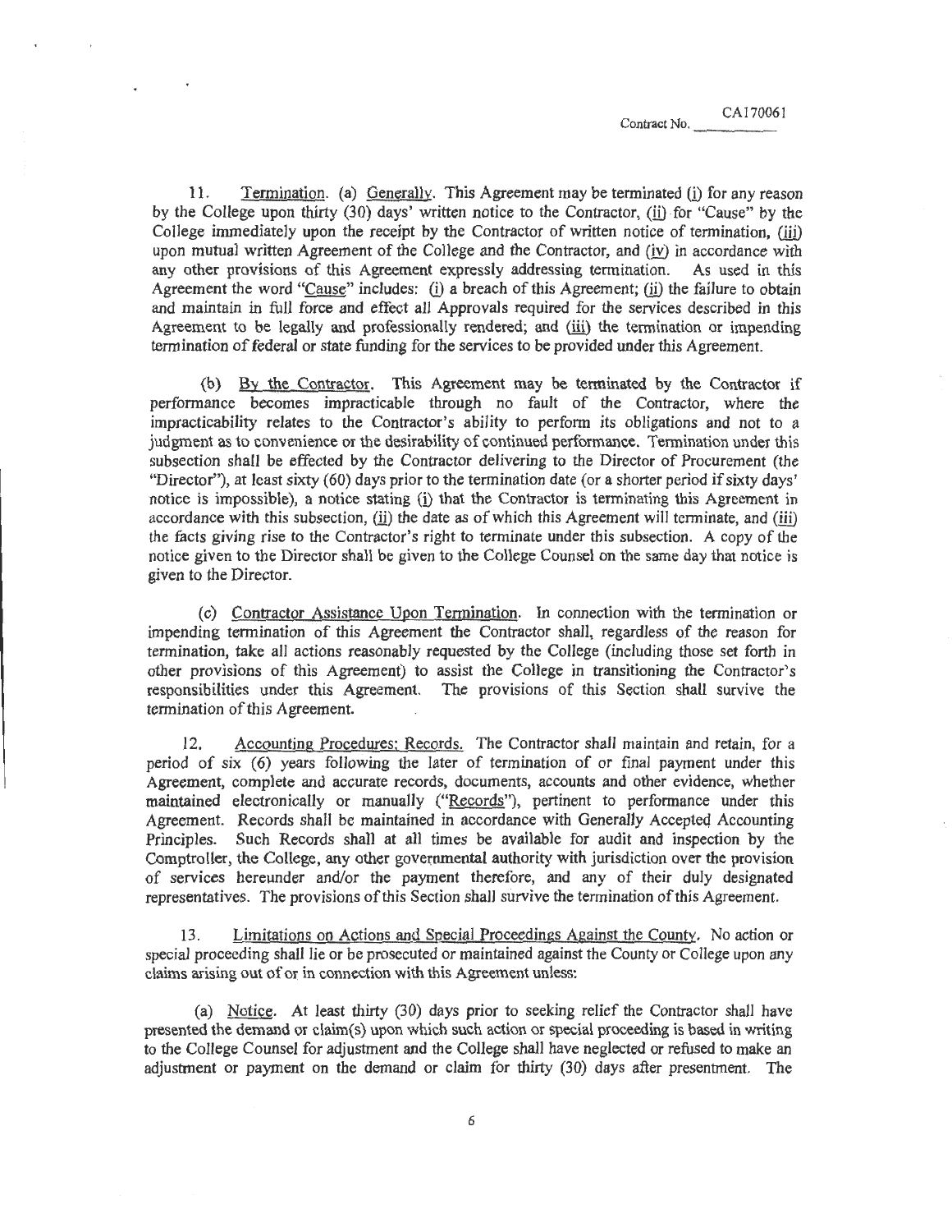Contract No. CA170061

11. Termination. (a) Generally. This Agreement may be terminated (i) for any reason by the College upon thirty (30) days' written notice to the Contractor, (ii) for "Cause" by the College immediately upon the receipt by the Contractor of written notice of termination, (iii) upon mutual written Agreement of the College and the Contractor, and (iv) in accordance with any other provisions of this Agreement expressly addressing termination. As used in this Agreement the word "Cause" includes: (i) a breach of this Agreement; (ii) the failure to obtain and maintain in full force and effect all Approvals required for the services described in this Agreement to be legally and professionally rendered; and (iii) the termination or impending termination of federal or state funding for the services to be provided under this Agreement.

(b) By the Contractor. This Agreement may be terminated by the Contractor if performance becomes impracticable through no fault of the Contractor, where the impracticability relates to the Contractor's ability to perform its obligations and not to a judgment as to convenience or the desirability of continued performance. Termination under this subsection shall be effected by the Contractor delivering to the Director of Procurement (the "Director"), at least sixty (60) days prior to the termination date (or a shorter period if sixty days' notice is impossible), a notice stating (i) that the Contractor is terminating this Agreement in accordance with this subsection, (ii) the date as of which this Agreement will terminate, and (iii) the facts giving rise to the Contractor's right to terminate under this subsection. A copy of the notice given to the Director shall be given to the College Counsel on the same day that notice is given to the Director.

(c) Contractor Assistance Upon Termination. In connection with the termination or impending termination of this Agreement the Contractor shall, regardless of the reason for termination, take all actions reasonably requested by the College (including those set forth in other provisions of this Agreement) to assist the College in transitioning the Contractor's responsibilities under this Agreement. The provisions of this Section shall survive the termination of this Agreement.

12. Accounting Procedures; Records. The Contractor shall maintain and retain, for a period of six (6) years following the later of termination of or final payment under this Agreement, complete and accurate records, documents, accounts and other evidence, whether maintained electronically or manually ("Records"), pertinent to performance under this Agreement. Records shall be maintained in accordance with Generally Accepted Accounting Principles. Such Records shall at all times be available for audit and inspection by the Comptroller, the College, any other governmental authority with jurisdiction over the provision of services hereunder and/or the payment therefore, and any of their duly designated representatives. The provisions of this Section shall survive the termination of this Agreement.

13. Limitations on Actions and Special Proceedings Against the County. No action or special proceeding shall lie or be prosecuted or maintained against the County or College upon any claims arising out of or in connection with this Agreement unless:

(a) Notice. At least thirty (30) days prior to seeking relief the Contractor shall have presented the demand or claim(s) upon which such action or special proceeding is based in writing to the College Counsel for adjustment and the College shall have neglected or refused to make an adjustment or payment on the demand or claim for thirty (30) days after presentment. The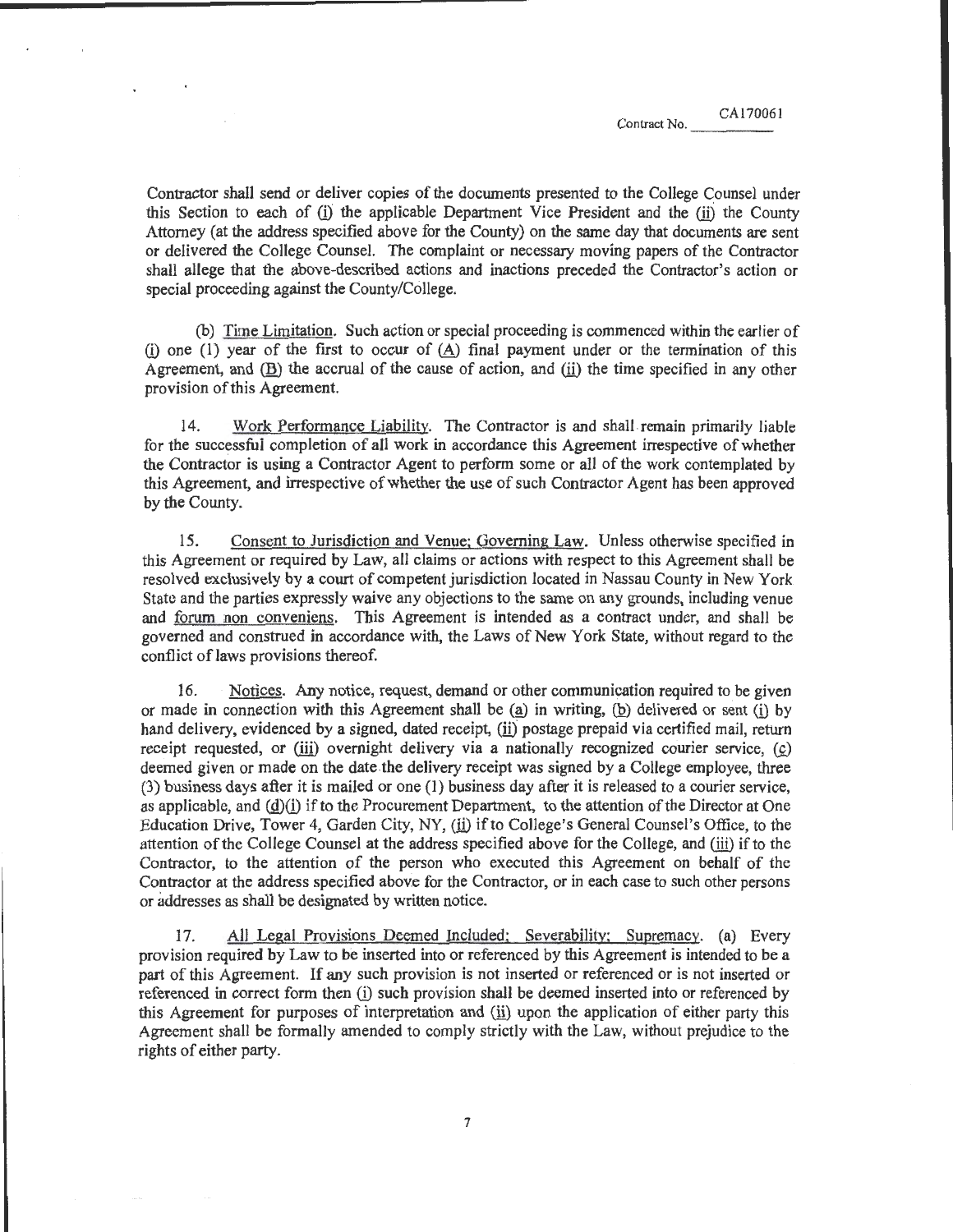Contractor shall send or deliver copies of the documents presented to the College Counsel under this Section to each of (i) the applicable Department Vice President and the (ii) the County Attorney (at the address specified above for the County) on the same day that documents are sent or delivered the College Counsel. The complaint or necessary moving papers of the Contractor shall allege that the above-described actions and inactions preceded the Contractor's action or special proceeding against the County/College.

(b) Time Limitation. Such action or special proceeding is commenced within the earlier of (i) one (1) year of the first to occur of (A) final payment under or the termination of this Agreement, and (B) the accrual of the cause of action, and (ii) the time specified in any other provision of this Agreement.

14. Work Performance Liability. The Contractor is and shall remain primarily liable for the successful completion of all work in accordance this Agreement irrespective of whether the Contractor is using a Contractor Agent to perform some or all of the work contemplated by this Agreement, and irrespective of whether the use of such Contractor Agent has been approved by the County.

15. Consent to Jurisdiction and Venue; Governing Law. Unless otherwise specified in this Agreement or required by Law, all claims or actions with respect to this Agreement shall be resolved exclusively by a court of competent jurisdiction located in Nassau County in New York State and the parties expressly waive any objections to the same on any grounds, including venue and forum non conveniens. This Agreement is intended as a contract under, and shall be governed and construed in accordance with, the Laws of New York State, without regard to the conflict of laws provisions thereof.

16. Notices. Any notice, request, demand or other communication required to be given or made in connection with this Agreement shall be (a) in writing, (b) delivered or sent (i) by hand delivery, evidenced by a signed, dated receipt, (ii) postage prepaid via certified mail, return receipt requested, or (iii) overnight delivery via a nationally recognized courier service, (c) deemed given or made on the date the delivery receipt was signed by a College employee, three (3) business days after it is mailed or one (1) business day after it is released to a courier service, as applicable, and (d)(i) if to the Procurement Department, to the attention of the Director at One Education Drive, Tower 4, Garden City, NY, (ii) if to College's General Counsel's Office, to the attention of the College Counsel at the address specified above for the College, and (iii) if to the Contractor, to the attention of the person who executed this Agreement on behalf of the Contractor at the address specified above for the Contractor, or in each case to such other persons or addresses as shall be designated by written notice.

17. All Legal Provisions Deemed Included; Severability; Supremacy. (a) Every provision required by Law to be inserted into or referenced by this Agreement is intended to be a part of this Agreement. If any such provision is not inserted or referenced or is not inserted or referenced in correct form then (i) such provision shall be deemed inserted into or referenced by this Agreement for purposes of interpretation and (ii) upon the application of either party this Agreement shall be formally amended to comply strictly with the Law, without prejudice to the rights of either party.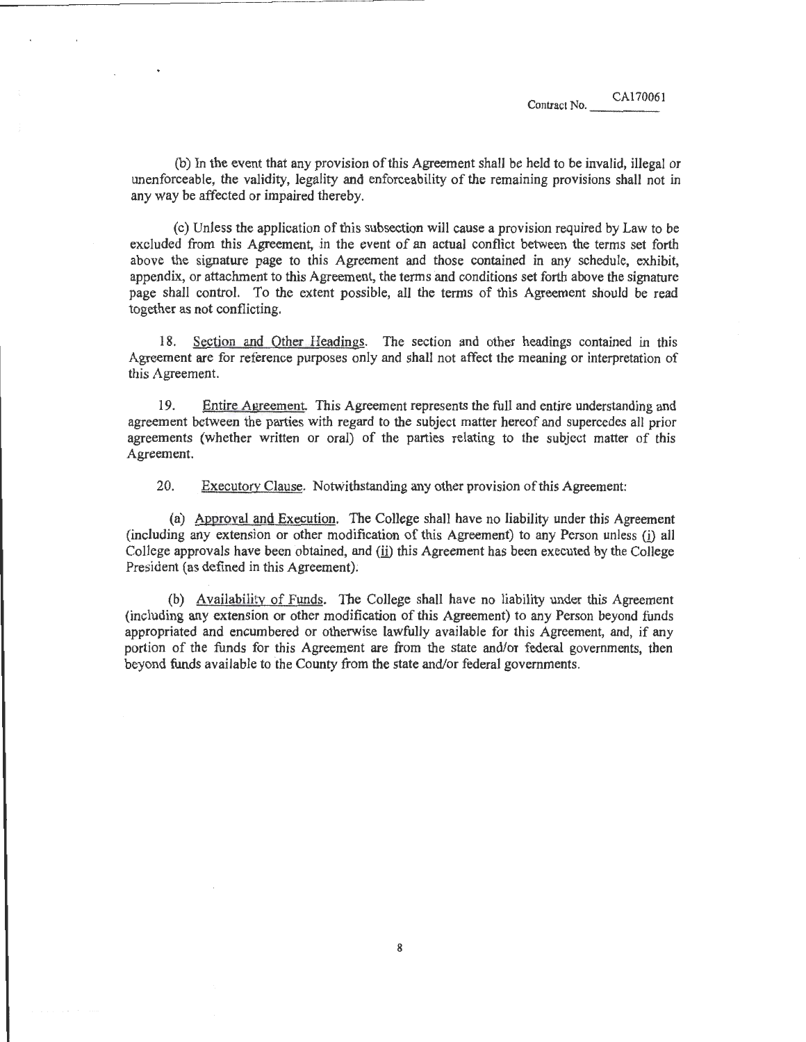Contract No. CA170061

(b) In the event that any provision of this Agreement shall be held to be invalid, illegal or unenforceable, the validity, legality and enforceability of the remaining provisions shall not in any way be affected or impaired thereby.

(c) Unless the application of this subsection will cause a provision required by Law to be excluded from this Agreement, in the event of an actual conflict between the terms set forth above the signature page to this Agreement and those contained in any schedule, exhibit, appendix, or attachment to this Agreement, the terms and conditions set forth above the signature page shall control. To the extent possible, all the terms of this Agreement should be read together as not conflicting.

18. Section and Other Headings. The section and other headings contained in this Agreement are for reference purposes only and shall not affect the meaning or interpretation of this Agreement.

19. Entire Agreement. This Agreement represents the full and entire understanding and agreement between the parties with regard to the subject matter hereof and supercedes all prior agreements (whether written or oral) of the parties relating to the subject matter of this Agreement.

20. Executory Clause. Notwithstanding any other provision of this Agreement:

(a) Approval and Execution. The College shall have no liability under this Agreement (including any extension or other modification of this Agreement) to any Person unless (i) all College approvals have been obtained, and (ii) this Agreement has been executed by the College President (as defined in this Agreement).

(b) Availability of Funds. The College shall have no liability under this Agreement (including any extension or other modification of this Agreement) to any Person beyond funds appropriated and encumbered or otherwise lawfully available for this Agreement, and, if any portion of the funds for this Agreement are from the state and/or federal governments, then beyond funds available to the County from the state and/or federal governments.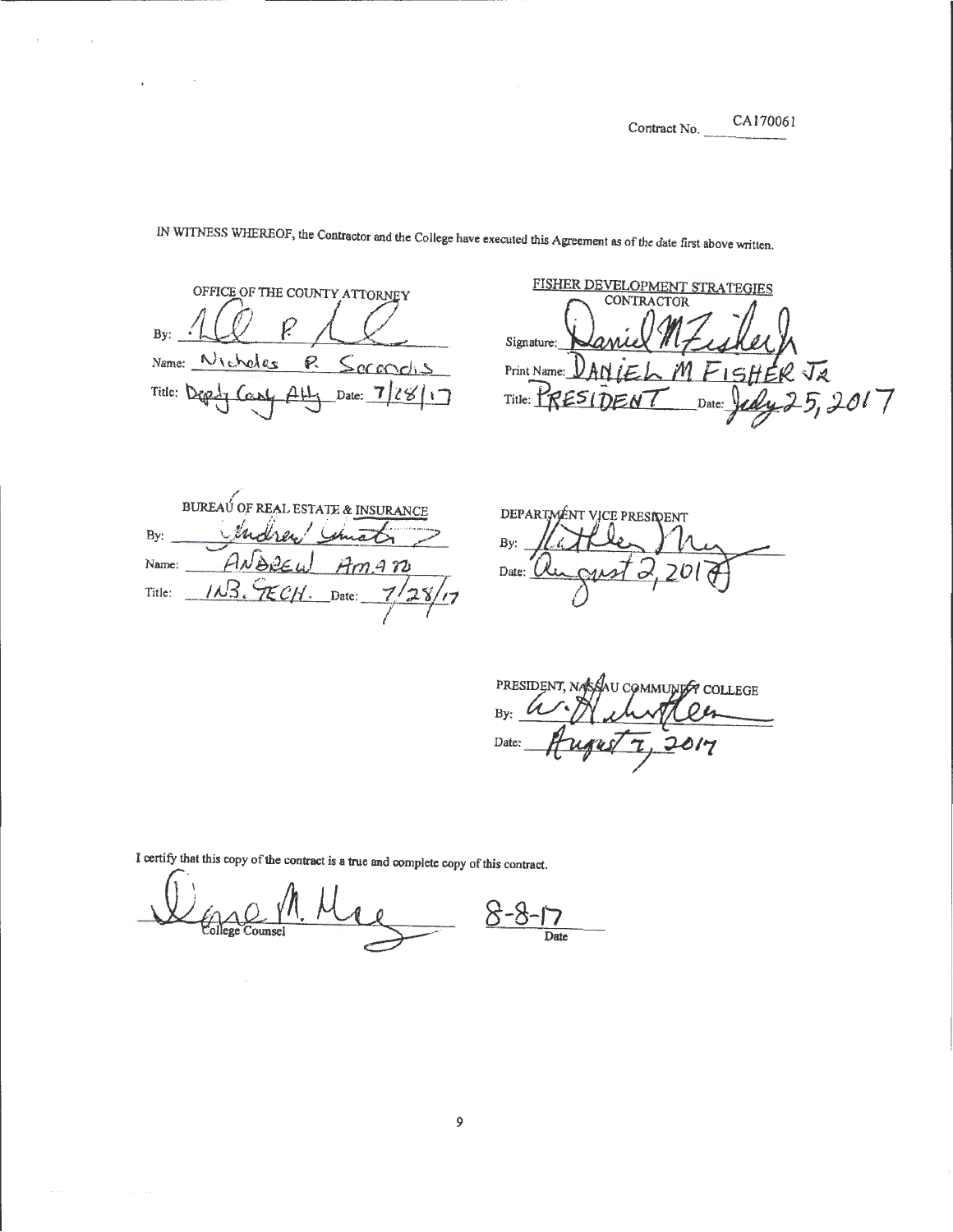Contract No. CA170061

IN WITNESS WHEREOF, the Contractor and the College have executed this Agreement as of the date first above written.

OFFICE OF THE COUNTY ATTORNEY

By: _______________

Name: Nicholas R. Ciccone

Title: Deputy County Atty Date: 7/28/17

FISHER DEVELOPMENT STRATEGIES
CONTRACTOR

Signature: _______________

Print Name: DANIEL M FISHER JR

Title: PRESIDENT Date: July 25, 2017

BUREAU OF REAL ESTATE & INSURANCE

By: _______________

Name: ANDREW AMATO

Title: INS. TECH. Date: 7/28/17

DEPARTMENT VICE PRESIDENT

By: _______________

Date: August 2, 2017

PRESIDENT, NASSAU COMMUNITY COLLEGE

By: _______________

Date: August 7, 2017

I certify that this copy of the contract is a true and complete copy of this contract.

_______________ 8-8-17
College Counsel Date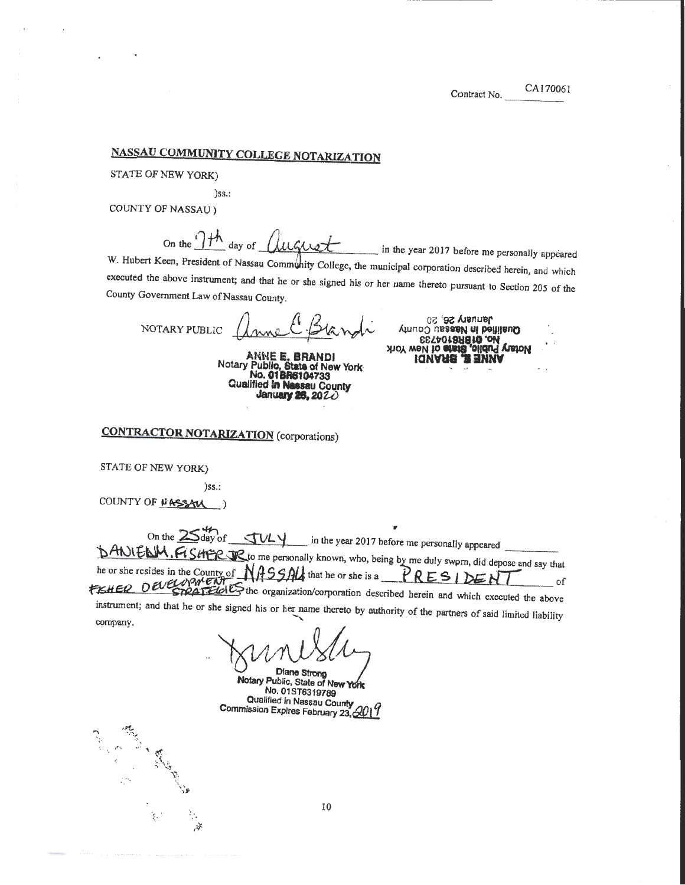Contract No. CA170061

## NASSAU COMMUNITY COLLEGE NOTARIZATION

STATE OF NEW YORK)

)ss.:

COUNTY OF NASSAU )

On the 7th day of August in the year 2017 before me personally appeared W. Hubert Keen, President of Nassau Community College, the municipal corporation described herein, and which executed the above instrument; and that he or she signed his or her name thereto pursuant to Section 205 of the County Government Law of Nassau County.

NOTARY PUBLIC Anne E. Brandi

ANNE E. BRANDI
Notary Public, State of New York
No. 01BR6104733
Qualified in Nassau County
January 26, 2020

## CONTRACTOR NOTARIZATION (corporations)

STATE OF NEW YORK)

)ss.:

COUNTY OF NASSAU )

On the 25th day of JULY in the year 2017 before me personally appeared DANIEL M. FISHER JR to me personally known, who, being by me duly sworn, did depose and say that he or she resides in the County of NASSAU that he or she is a PRESIDENT of FISHER DEVELOPMENT STRATEGIES the organization/corporation described herein and which executed the above instrument; and that he or she signed his or her name thereto by authority of the partners of said limited liability company.

Diane Strong
Notary Public, State of New York
No. 01ST6319789
Qualified in Nassau County
Commission Expires February 23, 2019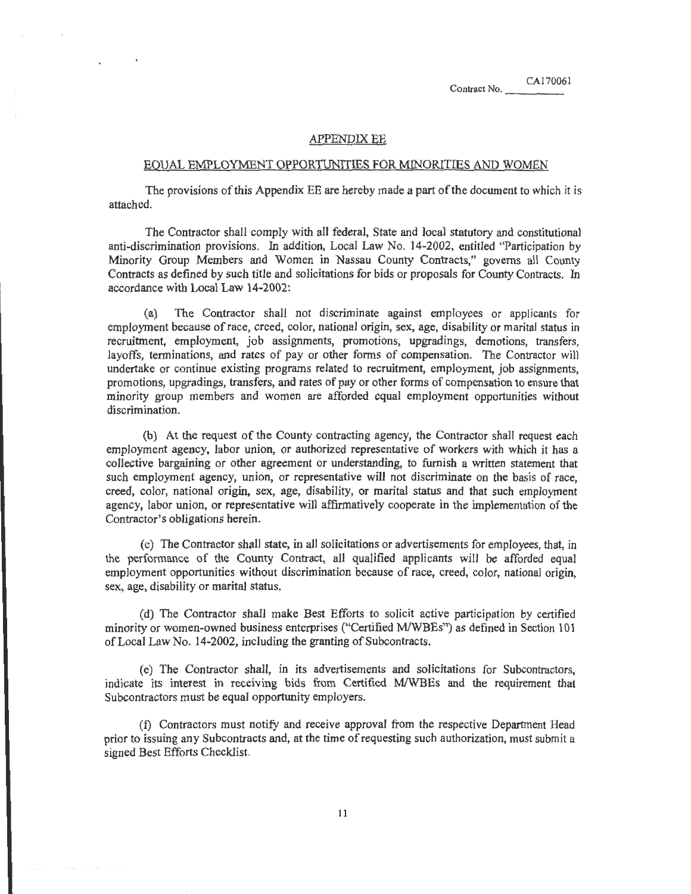Contract No. CA170061

## APPENDIX EE

## EQUAL EMPLOYMENT OPPORTUNITIES FOR MINORITIES AND WOMEN

The provisions of this Appendix EE are hereby made a part of the document to which it is attached.

The Contractor shall comply with all federal, State and local statutory and constitutional anti-discrimination provisions. In addition, Local Law No. 14-2002, entitled "Participation by Minority Group Members and Women in Nassau County Contracts," governs all County Contracts as defined by such title and solicitations for bids or proposals for County Contracts. In accordance with Local Law 14-2002:

(a) The Contractor shall not discriminate against employees or applicants for employment because of race, creed, color, national origin, sex, age, disability or marital status in recruitment, employment, job assignments, promotions, upgradings, demotions, transfers, layoffs, terminations, and rates of pay or other forms of compensation. The Contractor will undertake or continue existing programs related to recruitment, employment, job assignments, promotions, upgradings, transfers, and rates of pay or other forms of compensation to ensure that minority group members and women are afforded equal employment opportunities without discrimination.

(b) At the request of the County contracting agency, the Contractor shall request each employment agency, labor union, or authorized representative of workers with which it has a collective bargaining or other agreement or understanding, to furnish a written statement that such employment agency, union, or representative will not discriminate on the basis of race, creed, color, national origin, sex, age, disability, or marital status and that such employment agency, labor union, or representative will affirmatively cooperate in the implementation of the Contractor's obligations herein.

(c) The Contractor shall state, in all solicitations or advertisements for employees, that, in the performance of the County Contract, all qualified applicants will be afforded equal employment opportunities without discrimination because of race, creed, color, national origin, sex, age, disability or marital status.

(d) The Contractor shall make Best Efforts to solicit active participation by certified minority or women-owned business enterprises ("Certified M/WBEs") as defined in Section 101 of Local Law No. 14-2002, including the granting of Subcontracts.

(e) The Contractor shall, in its advertisements and solicitations for Subcontractors, indicate its interest in receiving bids from Certified M/WBEs and the requirement that Subcontractors must be equal opportunity employers.

(f) Contractors must notify and receive approval from the respective Department Head prior to issuing any Subcontracts and, at the time of requesting such authorization, must submit a signed Best Efforts Checklist.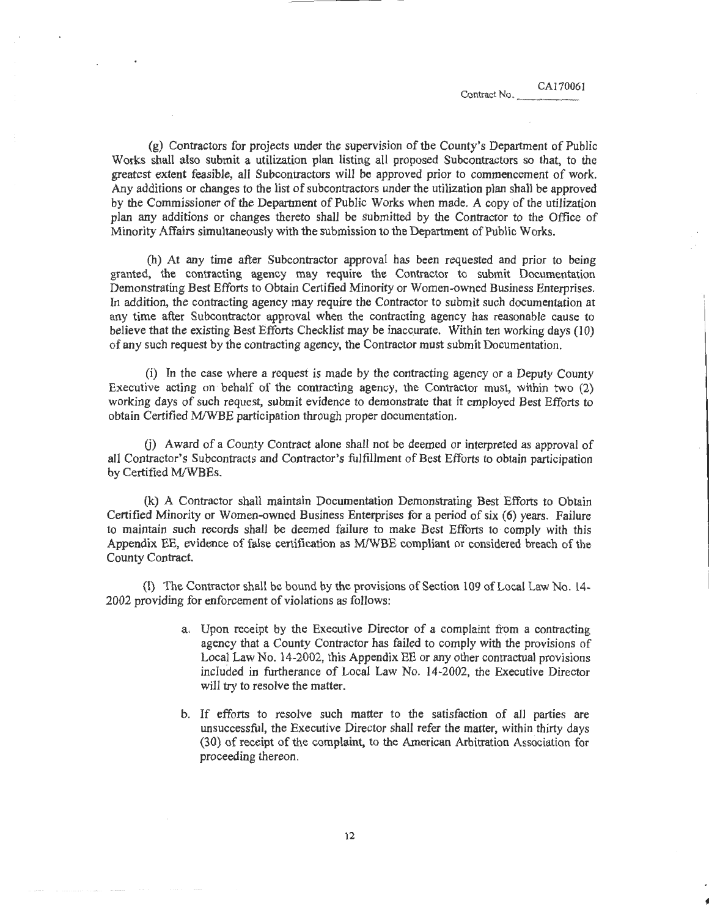(g) Contractors for projects under the supervision of the County's Department of Public Works shall also submit a utilization plan listing all proposed Subcontractors so that, to the greatest extent feasible, all Subcontractors will be approved prior to commencement of work. Any additions or changes to the list of subcontractors under the utilization plan shall be approved by the Commissioner of the Department of Public Works when made. A copy of the utilization plan any additions or changes thereto shall be submitted by the Contractor to the Office of Minority Affairs simultaneously with the submission to the Department of Public Works.

(h) At any time after Subcontractor approval has been requested and prior to being granted, the contracting agency may require the Contractor to submit Documentation Demonstrating Best Efforts to Obtain Certified Minority or Women-owned Business Enterprises. In addition, the contracting agency may require the Contractor to submit such documentation at any time after Subcontractor approval when the contracting agency has reasonable cause to believe that the existing Best Efforts Checklist may be inaccurate. Within ten working days (10) of any such request by the contracting agency, the Contractor must submit Documentation.

(i) In the case where a request is made by the contracting agency or a Deputy County Executive acting on behalf of the contracting agency, the Contractor must, within two (2) working days of such request, submit evidence to demonstrate that it employed Best Efforts to obtain Certified M/WBE participation through proper documentation.

(j) Award of a County Contract alone shall not be deemed or interpreted as approval of all Contractor's Subcontracts and Contractor's fulfillment of Best Efforts to obtain participation by Certified M/WBEs.

(k) A Contractor shall maintain Documentation Demonstrating Best Efforts to Obtain Certified Minority or Women-owned Business Enterprises for a period of six (6) years. Failure to maintain such records shall be deemed failure to make Best Efforts to comply with this Appendix EE, evidence of false certification as M/WBE compliant or considered breach of the County Contract.

(l) The Contractor shall be bound by the provisions of Section 109 of Local Law No. 14-2002 providing for enforcement of violations as follows:

a. Upon receipt by the Executive Director of a complaint from a contracting agency that a County Contractor has failed to comply with the provisions of Local Law No. 14-2002, this Appendix EE or any other contractual provisions included in furtherance of Local Law No. 14-2002, the Executive Director will try to resolve the matter.

b. If efforts to resolve such matter to the satisfaction of all parties are unsuccessful, the Executive Director shall refer the matter, within thirty days (30) of receipt of the complaint, to the American Arbitration Association for proceeding thereon.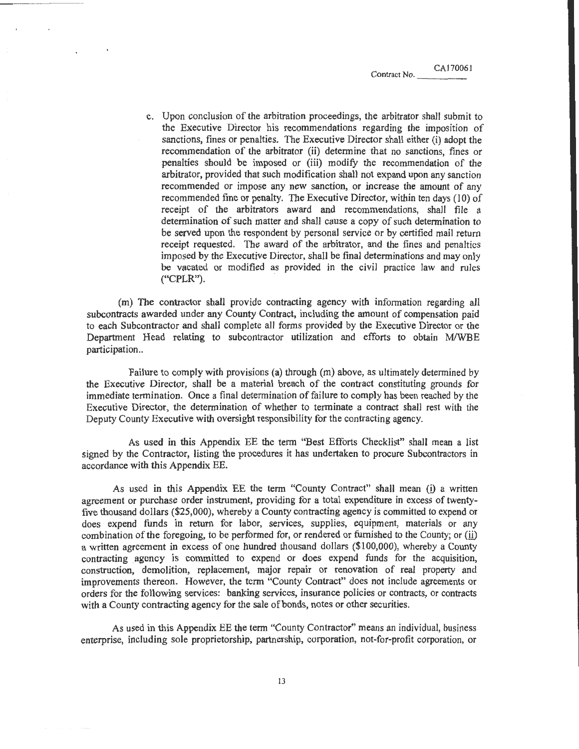Contract No. CA170061

c. Upon conclusion of the arbitration proceedings, the arbitrator shall submit to the Executive Director his recommendations regarding the imposition of sanctions, fines or penalties. The Executive Director shall either (i) adopt the recommendation of the arbitrator (ii) determine that no sanctions, fines or penalties should be imposed or (iii) modify the recommendation of the arbitrator, provided that such modification shall not expand upon any sanction recommended or impose any new sanction, or increase the amount of any recommended fine or penalty. The Executive Director, within ten days (10) of receipt of the arbitrators award and recommendations, shall file a determination of such matter and shall cause a copy of such determination to be served upon the respondent by personal service or by certified mail return receipt requested. The award of the arbitrator, and the fines and penalties imposed by the Executive Director, shall be final determinations and may only be vacated or modified as provided in the civil practice law and rules ("CPLR").

(m) The contractor shall provide contracting agency with information regarding all subcontracts awarded under any County Contract, including the amount of compensation paid to each Subcontractor and shall complete all forms provided by the Executive Director or the Department Head relating to subcontractor utilization and efforts to obtain M/WBE participation..

Failure to comply with provisions (a) through (m) above, as ultimately determined by the Executive Director, shall be a material breach of the contract constituting grounds for immediate termination. Once a final determination of failure to comply has been reached by the Executive Director, the determination of whether to terminate a contract shall rest with the Deputy County Executive with oversight responsibility for the contracting agency.

As used in this Appendix EE the term "Best Efforts Checklist" shall mean a list signed by the Contractor, listing the procedures it has undertaken to procure Subcontractors in accordance with this Appendix EE.

As used in this Appendix EE the term "County Contract" shall mean (i) a written agreement or purchase order instrument, providing for a total expenditure in excess of twenty-five thousand dollars ($25,000), whereby a County contracting agency is committed to expend or does expend funds in return for labor, services, supplies, equipment, materials or any combination of the foregoing, to be performed for, or rendered or furnished to the County; or (ii) a written agreement in excess of one hundred thousand dollars ($100,000), whereby a County contracting agency is committed to expend or does expend funds for the acquisition, construction, demolition, replacement, major repair or renovation of real property and improvements thereon. However, the term "County Contract" does not include agreements or orders for the following services: banking services, insurance policies or contracts, or contracts with a County contracting agency for the sale of bonds, notes or other securities.

As used in this Appendix EE the term "County Contractor" means an individual, business enterprise, including sole proprietorship, partnership, corporation, not-for-profit corporation, or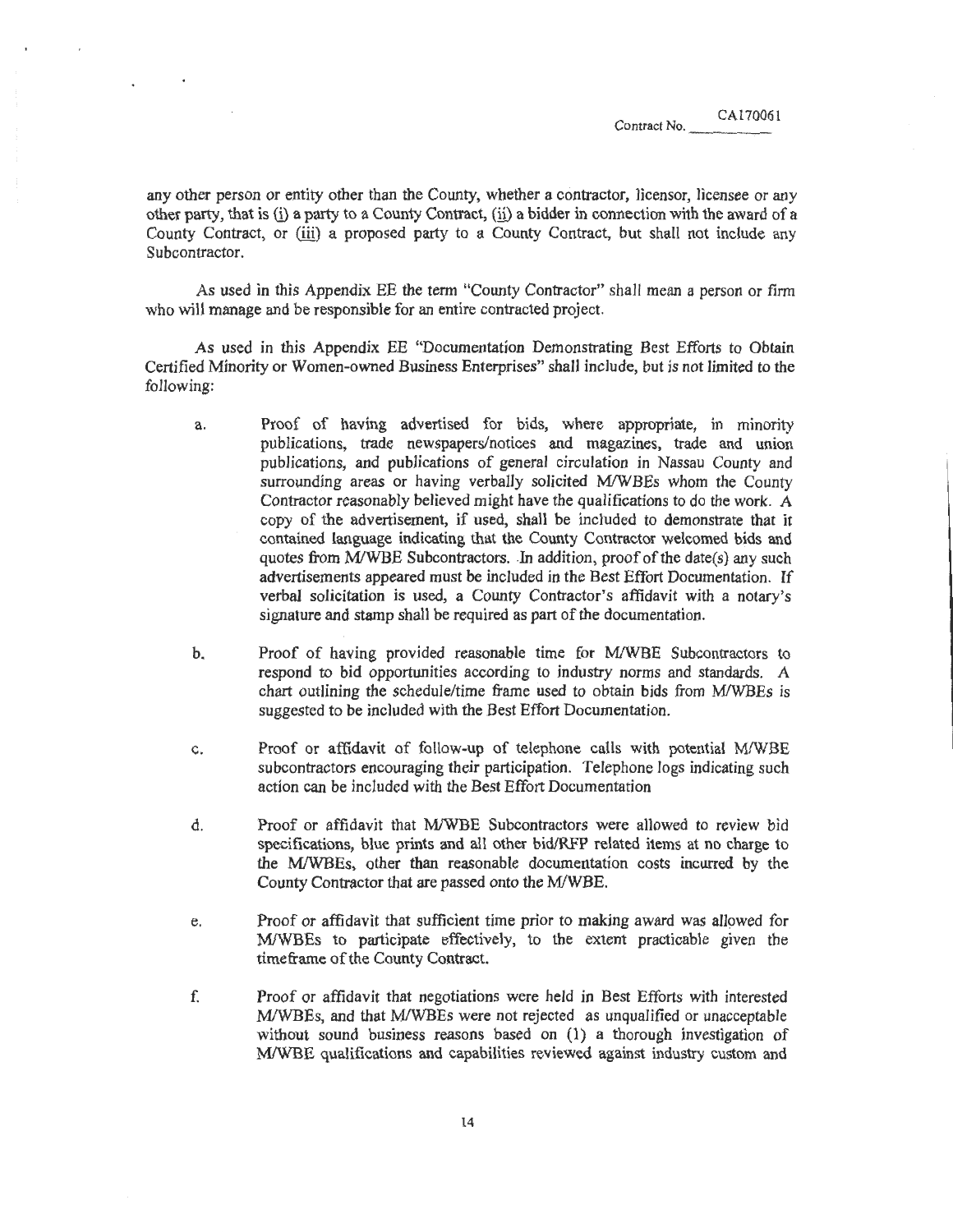any other person or entity other than the County, whether a contractor, licensor, licensee or any other party, that is (i) a party to a County Contract, (ii) a bidder in connection with the award of a County Contract, or (iii) a proposed party to a County Contract, but shall not include any Subcontractor.

As used in this Appendix EE the term "County Contractor" shall mean a person or firm who will manage and be responsible for an entire contracted project.

As used in this Appendix EE "Documentation Demonstrating Best Efforts to Obtain Certified Minority or Women-owned Business Enterprises" shall include, but is not limited to the following:

a. Proof of having advertised for bids, where appropriate, in minority publications, trade newspapers/notices and magazines, trade and union publications, and publications of general circulation in Nassau County and surrounding areas or having verbally solicited M/WBEs whom the County Contractor reasonably believed might have the qualifications to do the work. A copy of the advertisement, if used, shall be included to demonstrate that it contained language indicating that the County Contractor welcomed bids and quotes from M/WBE Subcontractors. In addition, proof of the date(s) any such advertisements appeared must be included in the Best Effort Documentation. If verbal solicitation is used, a County Contractor's affidavit with a notary's signature and stamp shall be required as part of the documentation.

b. Proof of having provided reasonable time for M/WBE Subcontractors to respond to bid opportunities according to industry norms and standards. A chart outlining the schedule/time frame used to obtain bids from M/WBEs is suggested to be included with the Best Effort Documentation.

c. Proof or affidavit of follow-up of telephone calls with potential M/WBE subcontractors encouraging their participation. Telephone logs indicating such action can be included with the Best Effort Documentation

d. Proof or affidavit that M/WBE Subcontractors were allowed to review bid specifications, blue prints and all other bid/RFP related items at no charge to the M/WBEs, other than reasonable documentation costs incurred by the County Contractor that are passed onto the M/WBE.

e. Proof or affidavit that sufficient time prior to making award was allowed for M/WBEs to participate effectively, to the extent practicable given the timeframe of the County Contract.

f. Proof or affidavit that negotiations were held in Best Efforts with interested M/WBEs, and that M/WBEs were not rejected as unqualified or unacceptable without sound business reasons based on (1) a thorough investigation of M/WBE qualifications and capabilities reviewed against industry custom and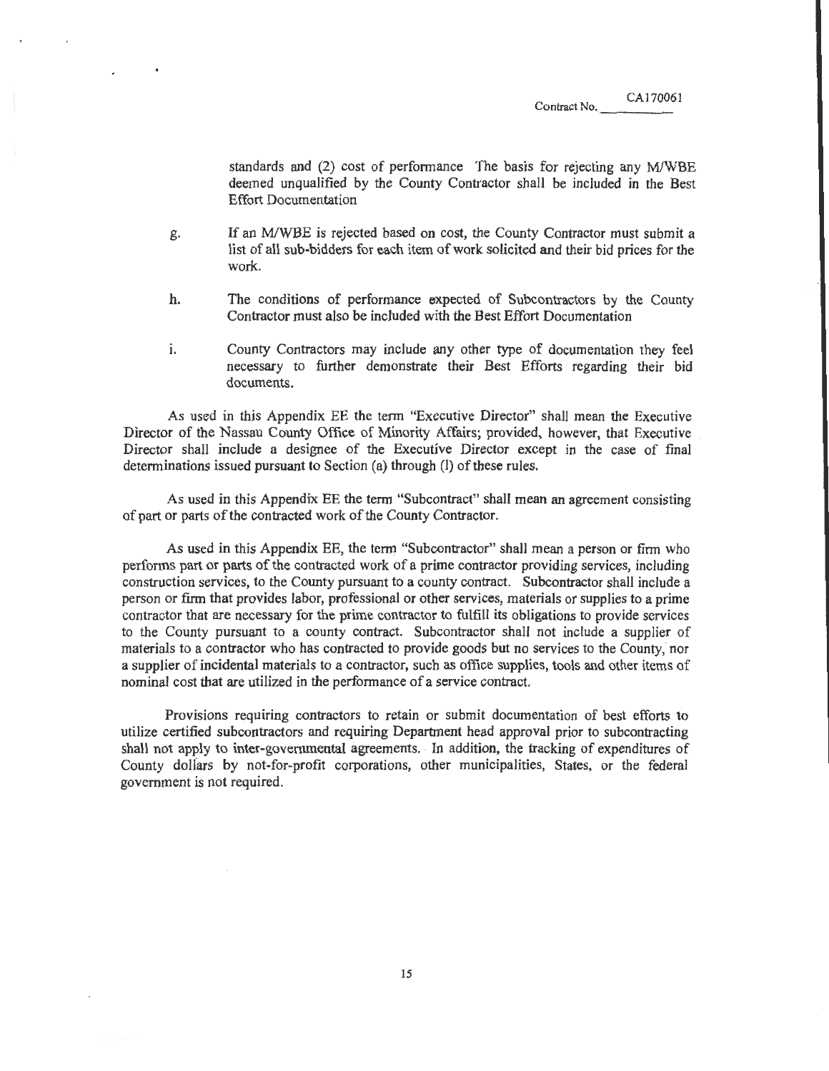standards and (2) cost of performance The basis for rejecting any M/WBE deemed unqualified by the County Contractor shall be included in the Best Effort Documentation

g. If an M/WBE is rejected based on cost, the County Contractor must submit a list of all sub-bidders for each item of work solicited and their bid prices for the work.

h. The conditions of performance expected of Subcontractors by the County Contractor must also be included with the Best Effort Documentation

i. County Contractors may include any other type of documentation they feel necessary to further demonstrate their Best Efforts regarding their bid documents.

As used in this Appendix EE the term "Executive Director" shall mean the Executive Director of the Nassau County Office of Minority Affairs; provided, however, that Executive Director shall include a designee of the Executive Director except in the case of final determinations issued pursuant to Section (a) through (l) of these rules.

As used in this Appendix EE the term "Subcontract" shall mean an agreement consisting of part or parts of the contracted work of the County Contractor.

As used in this Appendix EE, the term "Subcontractor" shall mean a person or firm who performs part or parts of the contracted work of a prime contractor providing services, including construction services, to the County pursuant to a county contract. Subcontractor shall include a person or firm that provides labor, professional or other services, materials or supplies to a prime contractor that are necessary for the prime contractor to fulfill its obligations to provide services to the County pursuant to a county contract. Subcontractor shall not include a supplier of materials to a contractor who has contracted to provide goods but no services to the County, nor a supplier of incidental materials to a contractor, such as office supplies, tools and other items of nominal cost that are utilized in the performance of a service contract.

Provisions requiring contractors to retain or submit documentation of best efforts to utilize certified subcontractors and requiring Department head approval prior to subcontracting shall not apply to inter-governmental agreements. In addition, the tracking of expenditures of County dollars by not-for-profit corporations, other municipalities, States, or the federal government is not required.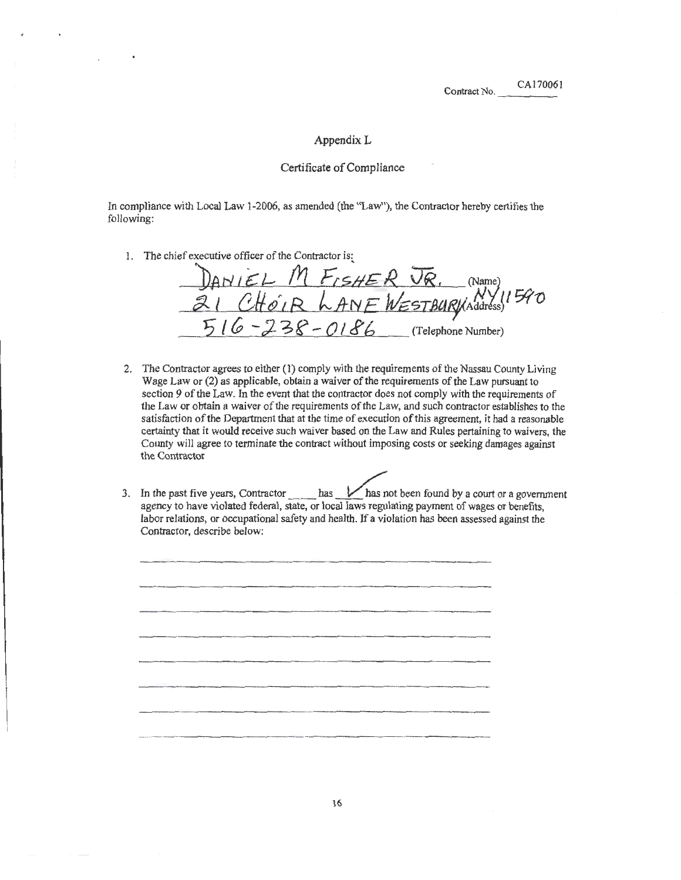Contract No. CA170061

## Appendix L

## Certificate of Compliance

In compliance with Local Law 1-2006, as amended (the "Law"), the Contractor hereby certifies the following:

1. The chief executive officer of the Contractor is:

   DANIEL M FISHER JR. (Name)
   21 CHOIR LANE WESTBURY NY 11590 (Address)
   516-238-0186 (Telephone Number)

2. The Contractor agrees to either (1) comply with the requirements of the Nassau County Living Wage Law or (2) as applicable, obtain a waiver of the requirements of the Law pursuant to section 9 of the Law. In the event that the contractor does not comply with the requirements of the Law or obtain a waiver of the requirements of the Law, and such contractor establishes to the satisfaction of the Department that at the time of execution of this agreement, it had a reasonable certainty that it would receive such waiver based on the Law and Rules pertaining to waivers, the County will agree to terminate the contract without imposing costs or seeking damages against the Contractor

3. In the past five years, Contractor \_\_\_\_ has ✓ has not been found by a court or a government agency to have violated federal, state, or local laws regulating payment of wages or benefits, labor relations, or occupational safety and health. If a violation has been assessed against the Contractor, describe below:

   \_\_\_\_\_\_\_\_\_\_\_\_\_\_\_\_\_\_\_\_\_\_\_\_\_\_\_\_\_\_\_\_\_\_\_\_\_\_\_\_\_\_\_\_\_\_\_\_

   \_\_\_\_\_\_\_\_\_\_\_\_\_\_\_\_\_\_\_\_\_\_\_\_\_\_\_\_\_\_\_\_\_\_\_\_\_\_\_\_\_\_\_\_\_\_\_\_

   \_\_\_\_\_\_\_\_\_\_\_\_\_\_\_\_\_\_\_\_\_\_\_\_\_\_\_\_\_\_\_\_\_\_\_\_\_\_\_\_\_\_\_\_\_\_\_\_

   \_\_\_\_\_\_\_\_\_\_\_\_\_\_\_\_\_\_\_\_\_\_\_\_\_\_\_\_\_\_\_\_\_\_\_\_\_\_\_\_\_\_\_\_\_\_\_\_

   \_\_\_\_\_\_\_\_\_\_\_\_\_\_\_\_\_\_\_\_\_\_\_\_\_\_\_\_\_\_\_\_\_\_\_\_\_\_\_\_\_\_\_\_\_\_\_\_

   \_\_\_\_\_\_\_\_\_\_\_\_\_\_\_\_\_\_\_\_\_\_\_\_\_\_\_\_\_\_\_\_\_\_\_\_\_\_\_\_\_\_\_\_\_\_\_\_

   \_\_\_\_\_\_\_\_\_\_\_\_\_\_\_\_\_\_\_\_\_\_\_\_\_\_\_\_\_\_\_\_\_\_\_\_\_\_\_\_\_\_\_\_\_\_\_\_

   \_\_\_\_\_\_\_\_\_\_\_\_\_\_\_\_\_\_\_\_\_\_\_\_\_\_\_\_\_\_\_\_\_\_\_\_\_\_\_\_\_\_\_\_\_\_\_\_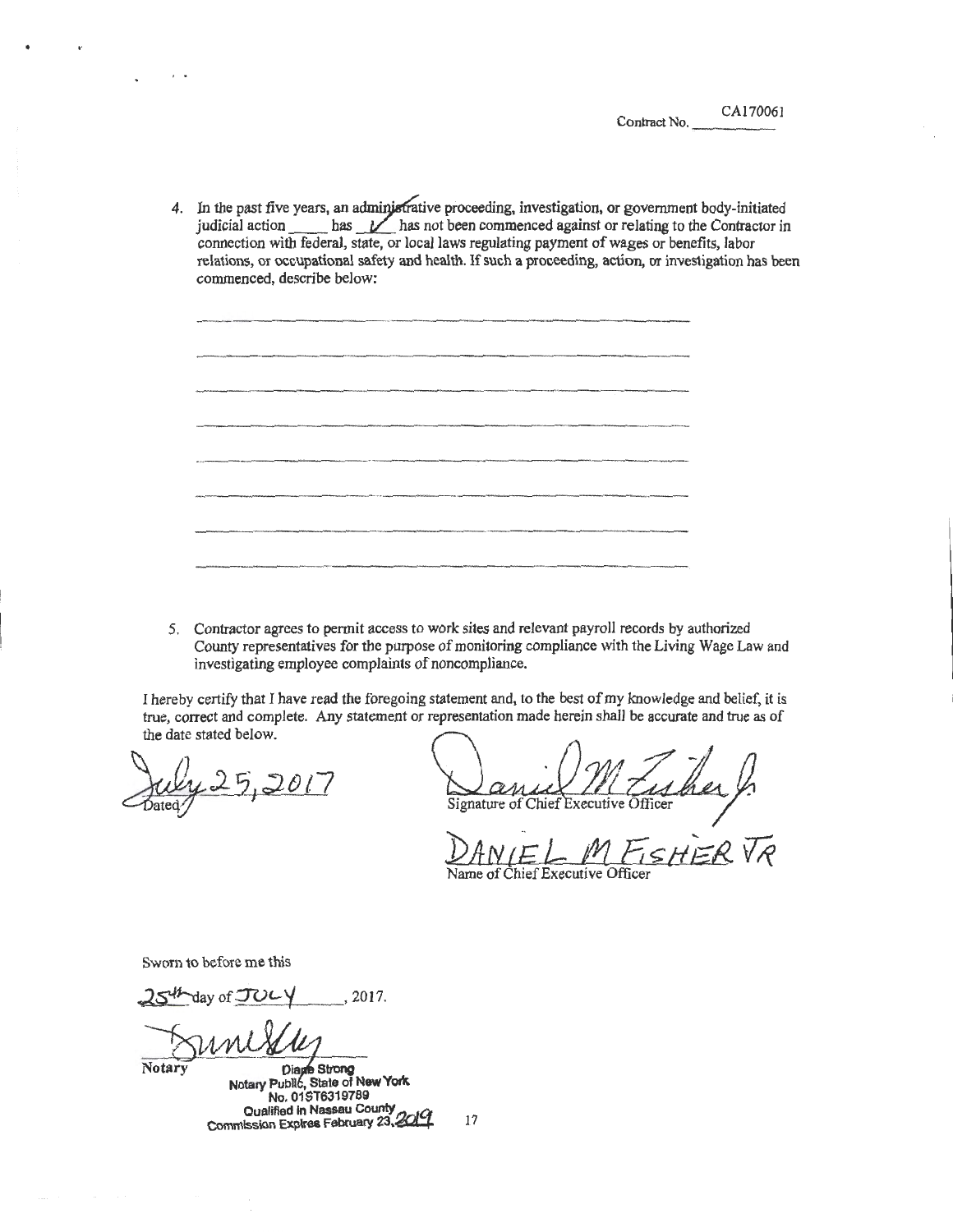Contract No. CA170061

4. In the past five years, an administrative proceeding, investigation, or government body-initiated judicial action \_\_\_\_ has ✓ has not been commenced against or relating to the Contractor in connection with federal, state, or local laws regulating payment of wages or benefits, labor relations, or occupational safety and health. If such a proceeding, action, or investigation has been commenced, describe below:

5. Contractor agrees to permit access to work sites and relevant payroll records by authorized County representatives for the purpose of monitoring compliance with the Living Wage Law and investigating employee complaints of noncompliance.

I hereby certify that I have read the foregoing statement and, to the best of my knowledge and belief, it is true, correct and complete. Any statement or representation made herein shall be accurate and true as of the date stated below.

July 25, 2017
Dated

Daniel M Fisher Jr
Signature of Chief Executive Officer

DANIEL M FISHER JR
Name of Chief Executive Officer

Sworn to before me this

25th day of JULY, 2017.

Notary

Diane Strong
Notary Public, State of New York
No. 01ST6319789
Qualified in Nassau County
Commission Expires February 23, 2019